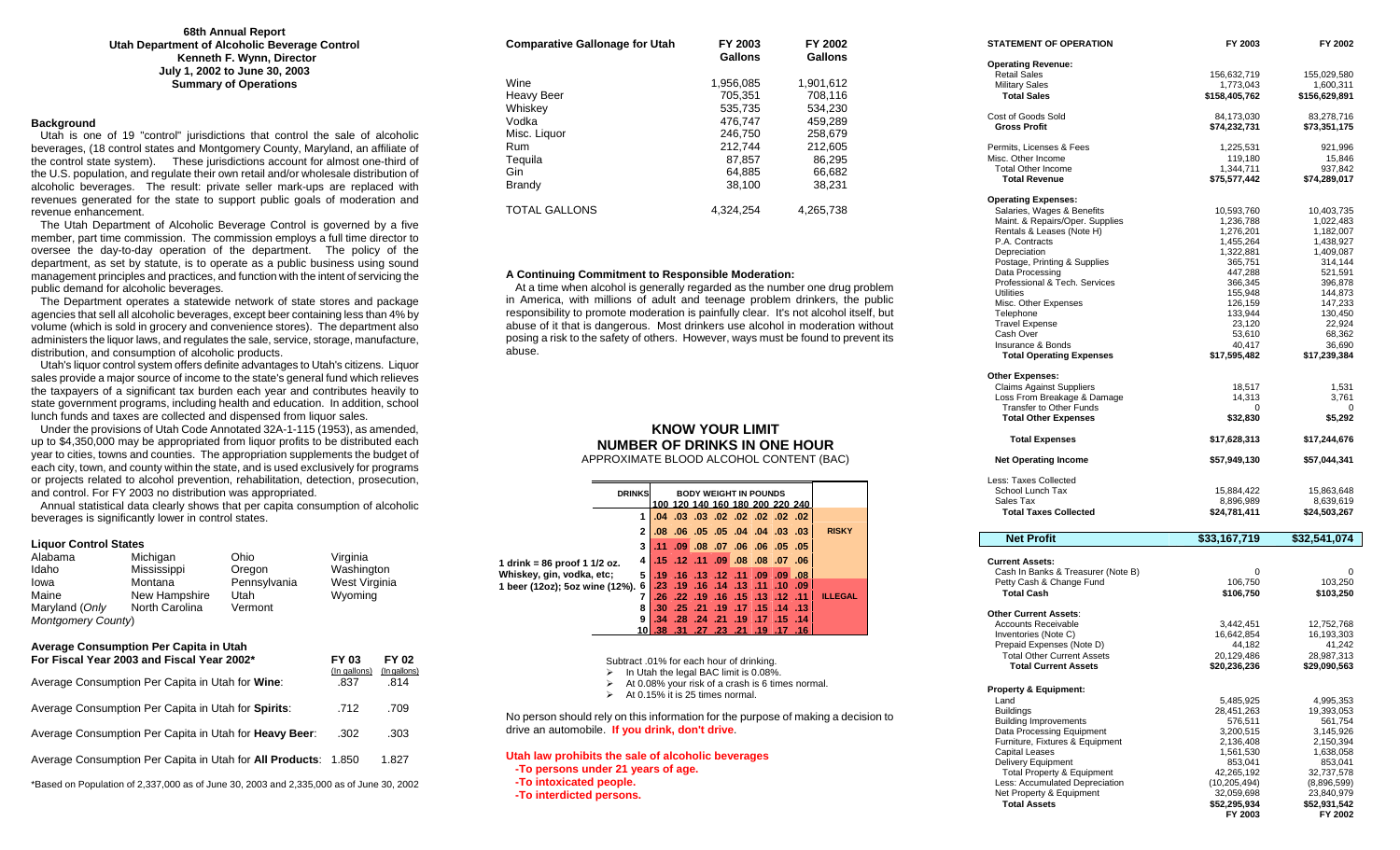# 68th Annual Report
## Utah Department of Alcoholic Beverage Control
**Kenneth F. Wynn, Director**
**July 1, 2002 to June 30, 2003**
**Summary of Operations**

### Background

Utah is one of 19 "control" jurisdictions that control the sale of alcoholic beverages, (18 control states and Montgomery County, Maryland, an affiliate of the control state system). These jurisdictions account for almost one-third of the U.S. population, and regulate their own retail and/or wholesale distribution of alcoholic beverages. The result: private seller mark-ups are replaced with revenues generated for the state to support public goals of moderation and revenue enhancement.

The Utah Department of Alcoholic Beverage Control is governed by a five member, part time commission. The commission employs a full time director to oversee the day-to-day operation of the department. The policy of the department, as set by statute, is to operate as a public business using sound management principles and practices, and function with the intent of servicing the public demand for alcoholic beverages.

The Department operates a statewide network of state stores and package agencies that sell all alcoholic beverages, except beer containing less than 4% by volume (which is sold in grocery and convenience stores). The department also administers the liquor laws, and regulates the sale, service, storage, manufacture, distribution, and consumption of alcoholic products.

Utah's liquor control system offers definite advantages to Utah's citizens. Liquor sales provide a major source of income to the state's general fund which relieves the taxpayers of a significant tax burden each year and contributes heavily to state government programs, including health and education. In addition, school lunch funds and taxes are collected and dispensed from liquor sales.

Under the provisions of Utah Code Annotated 32A-1-115 (1953), as amended, up to $4,350,000 may be appropriated from liquor profits to be distributed each year to cities, towns and counties. The appropriation supplements the budget of each city, town, and county within the state, and is used exclusively for programs or projects related to alcohol prevention, rehabilitation, detection, prosecution, and control. For FY 2003 no distribution was appropriated.

Annual statistical data clearly shows that per capita consumption of alcoholic beverages is significantly lower in control states.

### Liquor Control States

| | | | |
|---|---|---|---|
| Alabama | Michigan | Ohio | Virginia |
| Idaho | Mississippi | Oregon | Washington |
| Iowa | Montana | Pennsylvania | West Virginia |
| Maine | New Hampshire | Utah | Wyoming |
| Maryland (*Only Montgomery County*) | North Carolina | Vermont | |

### Average Consumption Per Capita in Utah For Fiscal Year 2003 and Fiscal Year 2002*

| | FY 03 (In gallons) | FY 02 (In gallons) |
|---|---|---|
| Average Consumption Per Capita in Utah for **Wine**: | .837 | .814 |
| Average Consumption Per Capita in Utah for **Spirits**: | .712 | .709 |
| Average Consumption Per Capita in Utah for **Heavy Beer**: | .302 | .303 |
| Average Consumption Per Capita in Utah for **All Products**: | 1.850 | 1.827 |

*Based on Population of 2,337,000 as of June 30, 2003 and 2,335,000 as of June 30, 2002

| Comparative Gallonage for Utah | FY 2003 Gallons | FY 2002 Gallons |
|---|---|---|
| Wine | 1,956,085 | 1,901,612 |
| Heavy Beer | 705,351 | 708,116 |
| Whiskey | 535,735 | 534,230 |
| Vodka | 476,747 | 459,289 |
| Misc. Liquor | 246,750 | 258,679 |
| Rum | 212,744 | 212,605 |
| Tequila | 87,857 | 86,295 |
| Gin | 64,885 | 66,682 |
| Brandy | 38,100 | 38,231 |
| TOTAL GALLONS | 4,324,254 | 4,265,738 |

### A Continuing Commitment to Responsible Moderation:

At a time when alcohol is generally regarded as the number one drug problem in America, with millions of adult and teenage problem drinkers, the public responsibility to promote moderation is painfully clear. It's not alcohol itself, but abuse of it that is dangerous. Most drinkers use alcohol in moderation without posing a risk to the safety of others. However, ways must be found to prevent its abuse.

## KNOW YOUR LIMIT
### NUMBER OF DRINKS IN ONE HOUR
APPROXIMATE BLOOD ALCOHOL CONTENT (BAC)

1 drink = 86 proof 1 1/2 oz. Whiskey, gin, vodka, etc; 1 beer (12oz); 5oz wine (12%).

| DRINKS | 100 | 120 | 140 | 160 | 180 | 200 | 220 | 240 | |
|---|---|---|---|---|---|---|---|---|---|
| | **BODY WEIGHT IN POUNDS** | | | | | | | | |
| 1 | .04 | .03 | .03 | .02 | .02 | .02 | .02 | .02 | |
| 2 | .08 | .06 | .05 | .05 | .04 | .04 | .03 | .03 | RISKY |
| 3 | .11 | .09 | .08 | .07 | .06 | .06 | .05 | .05 | |
| 4 | .15 | .12 | .11 | .09 | .08 | .08 | .07 | .06 | |
| 5 | .19 | .16 | .13 | .12 | .11 | .09 | .09 | .08 | |
| 6 | .23 | .19 | .16 | .14 | .13 | .11 | .10 | .09 | |
| 7 | .26 | .22 | .19 | .16 | .15 | .13 | .12 | .11 | ILLEGAL |
| 8 | .30 | .25 | .21 | .19 | .17 | .15 | .14 | .13 | |
| 9 | .34 | .28 | .24 | .21 | .19 | .17 | .15 | .14 | |
| 10 | .38 | .31 | .27 | .23 | .21 | .19 | .17 | .16 | |

Subtract .01% for each hour of drinking.
- In Utah the legal BAC limit is 0.08%.
- At 0.08% your risk of a crash is 6 times normal.
- At 0.15% it is 25 times normal.

No person should rely on this information for the purpose of making a decision to drive an automobile. **If you drink, don't drive**.

**Utah law prohibits the sale of alcoholic beverages**
**-To persons under 21 years of age.**
**-To intoxicated people.**
**-To interdicted persons.**

| STATEMENT OF OPERATION | FY 2003 | FY 2002 |
|---|---|---|
| **Operating Revenue:** | | |
| Retail Sales | 156,632,719 | 155,029,580 |
| Military Sales | 1,773,043 | 1,600,311 |
| **Total Sales** | **$158,405,762** | **$156,629,891** |
| Cost of Goods Sold | 84,173,030 | 83,278,716 |
| **Gross Profit** | **$74,232,731** | **$73,351,175** |
| Permits, Licenses & Fees | 1,225,531 | 921,996 |
| Misc. Other Income | 119,180 | 15,846 |
| Total Other Income | 1,344,711 | 937,842 |
| **Total Revenue** | **$75,577,442** | **$74,289,017** |
| **Operating Expenses:** | | |
| Salaries, Wages & Benefits | 10,593,760 | 10,403,735 |
| Maint. & Repairs/Oper. Supplies | 1,236,788 | 1,022,483 |
| Rentals & Leases (Note H) | 1,276,201 | 1,182,007 |
| P.A. Contracts | 1,455,264 | 1,438,927 |
| Depreciation | 1,322,881 | 1,409,087 |
| Postage, Printing & Supplies | 365,751 | 314,144 |
| Data Processing | 447,288 | 521,591 |
| Professional & Tech. Services | 366,345 | 396,878 |
| Utilities | 155,948 | 144,873 |
| Misc. Other Expenses | 126,159 | 147,233 |
| Telephone | 133,944 | 130,450 |
| Travel Expense | 23,120 | 22,924 |
| Cash Over | 53,610 | 68,362 |
| Insurance & Bonds | 40,417 | 36,690 |
| **Total Operating Expenses** | **$17,595,482** | **$17,239,384** |
| **Other Expenses:** | | |
| Claims Against Suppliers | 18,517 | 1,531 |
| Loss From Breakage & Damage | 14,313 | 3,761 |
| Transfer to Other Funds | 0 | 0 |
| **Total Other Expenses** | **$32,830** | **$5,292** |
| **Total Expenses** | **$17,628,313** | **$17,244,676** |
| **Net Operating Income** | **$57,949,130** | **$57,044,341** |
| Less: Taxes Collected | | |
| School Lunch Tax | 15,884,422 | 15,863,648 |
| Sales Tax | 8,896,989 | 8,639,619 |
| **Total Taxes Collected** | **$24,781,411** | **$24,503,267** |
| **Net Profit** | **$33,167,719** | **$32,541,074** |
| **Current Assets:** | | |
| Cash In Banks & Treasurer (Note B) | 0 | 0 |
| Petty Cash & Change Fund | 106,750 | 103,250 |
| **Total Cash** | **$106,750** | **$103,250** |
| **Other Current Assets**: | | |
| Accounts Receivable | 3,442,451 | 12,752,768 |
| Inventories (Note C) | 16,642,854 | 16,193,303 |
| Prepaid Expenses (Note D) | 44,182 | 41,242 |
| Total Other Current Assets | 20,129,486 | 28,987,313 |
| **Total Current Assets** | **$20,236,236** | **$29,090,563** |
| **Property & Equipment:** | | |
| Land | 5,485,925 | 4,995,353 |
| Buildings | 28,451,263 | 19,393,053 |
| Building Improvements | 576,511 | 561,754 |
| Data Processing Equipment | 3,200,515 | 3,145,926 |
| Furniture, Fixtures & Equipment | 2,136,408 | 2,150,394 |
| Capital Leases | 1,561,530 | 1,638,058 |
| Delivery Equipment | 853,041 | 853,041 |
| Total Property & Equipment | 42,265,192 | 32,737,578 |
| Less: Accumulated Depreciation | (10,205,494) | (8,896,599) |
| Net Property & Equipment | 32,059,698 | 23,840,979 |
| **Total Assets** | **$52,295,934** | **$52,931,542** |
| | **FY 2003** | **FY 2002** |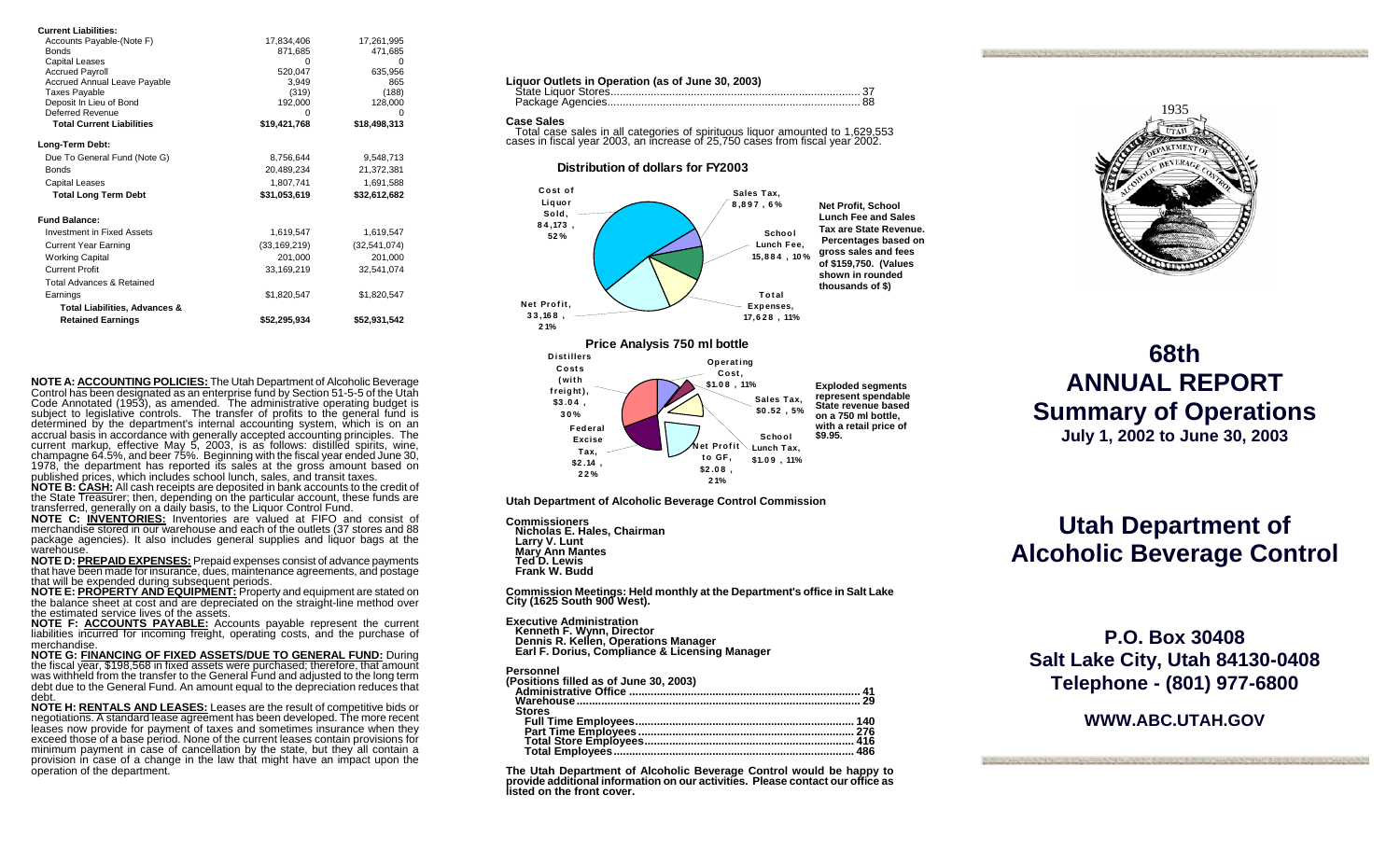| | | |
|---|---|---|
| **Current Liabilities:** | | |
| Accounts Payable-(Note F) | 17,834,406 | 17,261,995 |
| Bonds | 871,685 | 471,685 |
| Capital Leases | 0 | 0 |
| Accrued Payroll | 520,047 | 635,956 |
| Accrued Annual Leave Payable | 3,949 | 865 |
| Taxes Payable | (319) | (188) |
| Deposit In Lieu of Bond | 192,000 | 128,000 |
| Deferred Revenue | 0 | 0 |
| **Total Current Liabilities** | **$19,421,768** | **$18,498,313** |
| **Long-Term Debt:** | | |
| Due To General Fund (Note G) | 8,756,644 | 9,548,713 |
| Bonds | 20,489,234 | 21,372,381 |
| Capital Leases | 1,807,741 | 1,691,588 |
| **Total Long Term Debt** | **$31,053,619** | **$32,612,682** |
| **Fund Balance:** | | |
| Investment in Fixed Assets | 1,619,547 | 1,619,547 |
| Current Year Earning | (33,169,219) | (32,541,074) |
| Working Capital | 201,000 | 201,000 |
| Current Profit | 33,169,219 | 32,541,074 |
| Total Advances & Retained Earnings | $1,820,547 | $1,820,547 |
| **Total Liabilities, Advances & Retained Earnings** | **$52,295,934** | **$52,931,542** |

**NOTE A: ACCOUNTING POLICIES:** The Utah Department of Alcoholic Beverage Control has been designated as an enterprise fund by Section 51-5-5 of the Utah Code Annotated (1953), as amended. The administrative operating budget is subject to legislative controls. The transfer of profits to the general fund is determined by the department's internal accounting system, which is on an accrual basis in accordance with generally accepted accounting principles. The current markup, effective May 5, 2003, is as follows: distilled spirits, wine, champagne 64.5%, and beer 75%. Beginning with the fiscal year ended June 30, 1978, the department has reported its sales at the gross amount based on published prices, which includes school lunch, sales, and transit taxes.

**NOTE B: CASH:** All cash receipts are deposited in bank accounts to the credit of the State Treasurer; then, depending on the particular account, these funds are transferred, generally on a daily basis, to the Liquor Control Fund.

**NOTE C: INVENTORIES:** Inventories are valued at FIFO and consist of merchandise stored in our warehouse and each of the outlets (37 stores and 88 package agencies). It also includes general supplies and liquor bags at the warehouse.

**NOTE D: PREPAID EXPENSES:** Prepaid expenses consist of advance payments that have been made for insurance, dues, maintenance agreements, and postage that will be expended during subsequent periods.

**NOTE E: PROPERTY AND EQUIPMENT:** Property and equipment are stated on the balance sheet at cost and are depreciated on the straight-line method over the estimated service lives of the assets.

**NOTE F: ACCOUNTS PAYABLE:** Accounts payable represent the current liabilities incurred for incoming freight, operating costs, and the purchase of merchandise.

**NOTE G: FINANCING OF FIXED ASSETS/DUE TO GENERAL FUND:** During the fiscal year, $198,568 in fixed assets were purchased; therefore, that amount was withheld from the transfer to the General Fund and adjusted to the long term debt due to the General Fund. An amount equal to the depreciation reduces that debt.

**NOTE H: RENTALS AND LEASES:** Leases are the result of competitive bids or negotiations. A standard lease agreement has been developed. The more recent leases now provide for payment of taxes and sometimes insurance when they exceed those of a base period. None of the current leases contain provisions for minimum payment in case of cancellation by the state, but they all contain a provision in case of a change in the law that might have an impact upon the operation of the department.

**Liquor Outlets in Operation (as of June 30, 2003)**

State Liquor Stores .......... 37
Package Agencies .......... 88

**Case Sales**

Total case sales in all categories of spirituous liquor amounted to 1,629,553 cases in fiscal year 2003, an increase of 25,750 cases from fiscal year 2002.

**Distribution of dollars for FY2003**

Cost of Liquor Sold, 84,173, 52%
Sales Tax, 8,897, 6%
School Lunch Fee, 15,884, 10%
Total Expenses, 17,628, 11%
Net Profit, 33,168, 21%

**Net Profit, School Lunch Fee and Sales Tax are State Revenue. Percentages based on gross sales and fees of $159,750. (Values shown in rounded thousands of $)**

**Price Analysis 750 ml bottle**

Distillers Costs (with freight), $3.04, 30%
Operating Cost, $1.08, 11%
Sales Tax, $0.52, 5%
School Lunch Tax, $1.09, 11%
Net Profit to GF, $2.08, 21%
Federal Excise Tax, $2.14, 22%

**Exploded segments represent spendable State revenue based on a 750 ml bottle, with a retail price of $9.95.**

**Utah Department of Alcoholic Beverage Control Commission**

**Commissioners**
**Nicholas E. Hales, Chairman**
**Larry V. Lunt**
**Mary Ann Mantes**
**Ted D. Lewis**
**Frank W. Budd**

**Commission Meetings: Held monthly at the Department's office in Salt Lake City (1625 South 900 West).**

**Executive Administration**
**Kenneth F. Wynn, Director**
**Dennis R. Kellen, Operations Manager**
**Earl F. Dorius, Compliance & Licensing Manager**

**Personnel**
**(Positions filled as of June 30, 2003)**
**Administrative Office .......... 41**
**Warehouse .......... 29**
**Stores**
**Full Time Employees .......... 140**
**Part Time Employees .......... 276**
**Total Store Employees .......... 416**
**Total Employees .......... 486**

**The Utah Department of Alcoholic Beverage Control would be happy to provide additional information on our activities. Please contact our office as listed on the front cover.**

1935 UTAH DEPARTMENT OF ALCOHOLIC BEVERAGE CONTROL

# 68th ANNUAL REPORT
# Summary of Operations
**July 1, 2002 to June 30, 2003**

# Utah Department of Alcoholic Beverage Control

**P.O. Box 30408**
**Salt Lake City, Utah 84130-0408**
**Telephone - (801) 977-6800**

**WWW.ABC.UTAH.GOV**